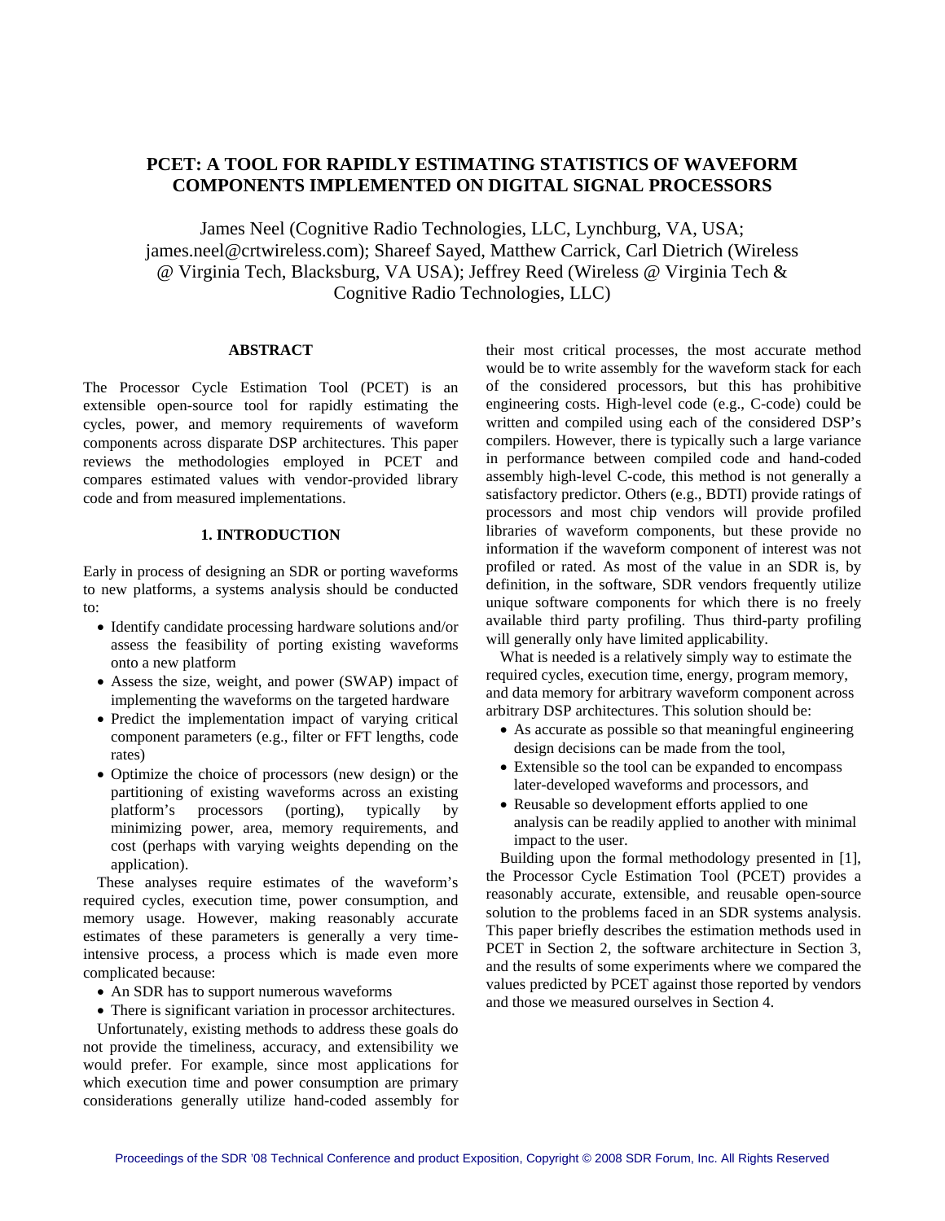# PCET: A TOOL FOR RAPIDLY ESTIMATING STATISTICS OF WAVEFORM COMPONENTS IMPLEMENTED ON DIGITAL SIGNAL PROCESSORS

James Neel (Cognitive Radio Technologies, LLC, Lynchburg, VA, USA; james.neel@crtwireless.com); Shareef Sayed, Matthew Carrick, Carl Dietrich (Wireless @ Virginia Tech, Blacksburg, VA USA); Jeffrey Reed (Wireless @ Virginia Tech & Cognitive Radio Technologies, LLC)

## ABSTRACT

The Processor Cycle Estimation Tool (PCET) is an extensible open-source tool for rapidly estimating the cycles, power, and memory requirements of waveform components across disparate DSP architectures. This paper reviews the methodologies employed in PCET and compares estimated values with vendor-provided library code and from measured implementations.

## 1. INTRODUCTION

Early in process of designing an SDR or porting waveforms to new platforms, a systems analysis should be conducted to:

- Identify candidate processing hardware solutions and/or assess the feasibility of porting existing waveforms onto a new platform
- Assess the size, weight, and power (SWAP) impact of implementing the waveforms on the targeted hardware
- Predict the implementation impact of varying critical component parameters (e.g., filter or FFT lengths, code rates)
- Optimize the choice of processors (new design) or the partitioning of existing waveforms across an existing platform's processors (porting), typically by minimizing power, area, memory requirements, and cost (perhaps with varying weights depending on the application).

These analyses require estimates of the waveform's required cycles, execution time, power consumption, and memory usage. However, making reasonably accurate estimates of these parameters is generally a very time-intensive process, a process which is made even more complicated because:

- An SDR has to support numerous waveforms
- There is significant variation in processor architectures.

Unfortunately, existing methods to address these goals do not provide the timeliness, accuracy, and extensibility we would prefer. For example, since most applications for which execution time and power consumption are primary considerations generally utilize hand-coded assembly for their most critical processes, the most accurate method would be to write assembly for the waveform stack for each of the considered processors, but this has prohibitive engineering costs. High-level code (e.g., C-code) could be written and compiled using each of the considered DSP's compilers. However, there is typically such a large variance in performance between compiled code and hand-coded assembly high-level C-code, this method is not generally a satisfactory predictor. Others (e.g., BDTI) provide ratings of processors and most chip vendors will provide profiled libraries of waveform components, but these provide no information if the waveform component of interest was not profiled or rated. As most of the value in an SDR is, by definition, in the software, SDR vendors frequently utilize unique software components for which there is no freely available third party profiling. Thus third-party profiling will generally only have limited applicability.

What is needed is a relatively simply way to estimate the required cycles, execution time, energy, program memory, and data memory for arbitrary waveform component across arbitrary DSP architectures. This solution should be:

- As accurate as possible so that meaningful engineering design decisions can be made from the tool,
- Extensible so the tool can be expanded to encompass later-developed waveforms and processors, and
- Reusable so development efforts applied to one analysis can be readily applied to another with minimal impact to the user.

Building upon the formal methodology presented in [1], the Processor Cycle Estimation Tool (PCET) provides a reasonably accurate, extensible, and reusable open-source solution to the problems faced in an SDR systems analysis. This paper briefly describes the estimation methods used in PCET in Section 2, the software architecture in Section 3, and the results of some experiments where we compared the values predicted by PCET against those reported by vendors and those we measured ourselves in Section 4.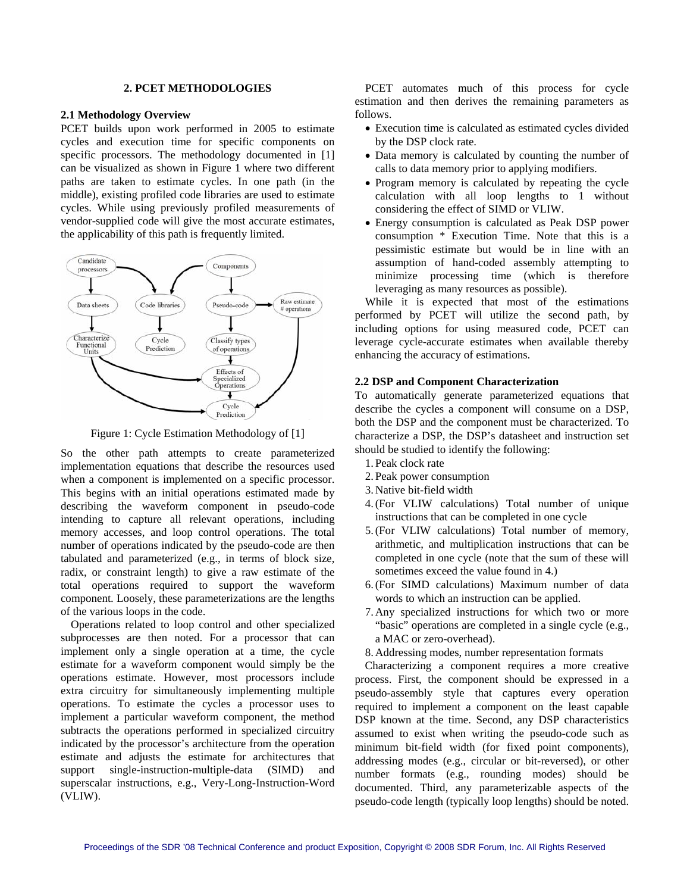## 2. PCET METHODOLOGIES

### 2.1 Methodology Overview

PCET builds upon work performed in 2005 to estimate cycles and execution time for specific components on specific processors. The methodology documented in [1] can be visualized as shown in Figure 1 where two different paths are taken to estimate cycles. In one path (in the middle), existing profiled code libraries are used to estimate cycles. While using previously profiled measurements of vendor-supplied code will give the most accurate estimates, the applicability of this path is frequently limited.

Figure 1: Cycle Estimation Methodology of [1]

So the other path attempts to create parameterized implementation equations that describe the resources used when a component is implemented on a specific processor. This begins with an initial operations estimated made by describing the waveform component in pseudo-code intending to capture all relevant operations, including memory accesses, and loop control operations. The total number of operations indicated by the pseudo-code are then tabulated and parameterized (e.g., in terms of block size, radix, or constraint length) to give a raw estimate of the total operations required to support the waveform component. Loosely, these parameterizations are the lengths of the various loops in the code.

Operations related to loop control and other specialized subprocesses are then noted. For a processor that can implement only a single operation at a time, the cycle estimate for a waveform component would simply be the operations estimate. However, most processors include extra circuitry for simultaneously implementing multiple operations. To estimate the cycles a processor uses to implement a particular waveform component, the method subtracts the operations performed in specialized circuitry indicated by the processor's architecture from the operation estimate and adjusts the estimate for architectures that support single-instruction-multiple-data (SIMD) and superscalar instructions, e.g., Very-Long-Instruction-Word (VLIW).

PCET automates much of this process for cycle estimation and then derives the remaining parameters as follows.

- Execution time is calculated as estimated cycles divided by the DSP clock rate.
- Data memory is calculated by counting the number of calls to data memory prior to applying modifiers.
- Program memory is calculated by repeating the cycle calculation with all loop lengths to 1 without considering the effect of SIMD or VLIW.
- Energy consumption is calculated as Peak DSP power consumption * Execution Time. Note that this is a pessimistic estimate but would be in line with an assumption of hand-coded assembly attempting to minimize processing time (which is therefore leveraging as many resources as possible).

While it is expected that most of the estimations performed by PCET will utilize the second path, by including options for using measured code, PCET can leverage cycle-accurate estimates when available thereby enhancing the accuracy of estimations.

### 2.2 DSP and Component Characterization

To automatically generate parameterized equations that describe the cycles a component will consume on a DSP, both the DSP and the component must be characterized. To characterize a DSP, the DSP's datasheet and instruction set should be studied to identify the following:

1. Peak clock rate
2. Peak power consumption
3. Native bit-field width
4. (For VLIW calculations) Total number of unique instructions that can be completed in one cycle
5. (For VLIW calculations) Total number of memory, arithmetic, and multiplication instructions that can be completed in one cycle (note that the sum of these will sometimes exceed the value found in 4.)
6. (For SIMD calculations) Maximum number of data words to which an instruction can be applied.
7. Any specialized instructions for which two or more "basic" operations are completed in a single cycle (e.g., a MAC or zero-overhead).
8. Addressing modes, number representation formats

Characterizing a component requires a more creative process. First, the component should be expressed in a pseudo-assembly style that captures every operation required to implement a component on the least capable DSP known at the time. Second, any DSP characteristics assumed to exist when writing the pseudo-code such as minimum bit-field width (for fixed point components), addressing modes (e.g., circular or bit-reversed), or other number formats (e.g., rounding modes) should be documented. Third, any parameterizable aspects of the pseudo-code length (typically loop lengths) should be noted.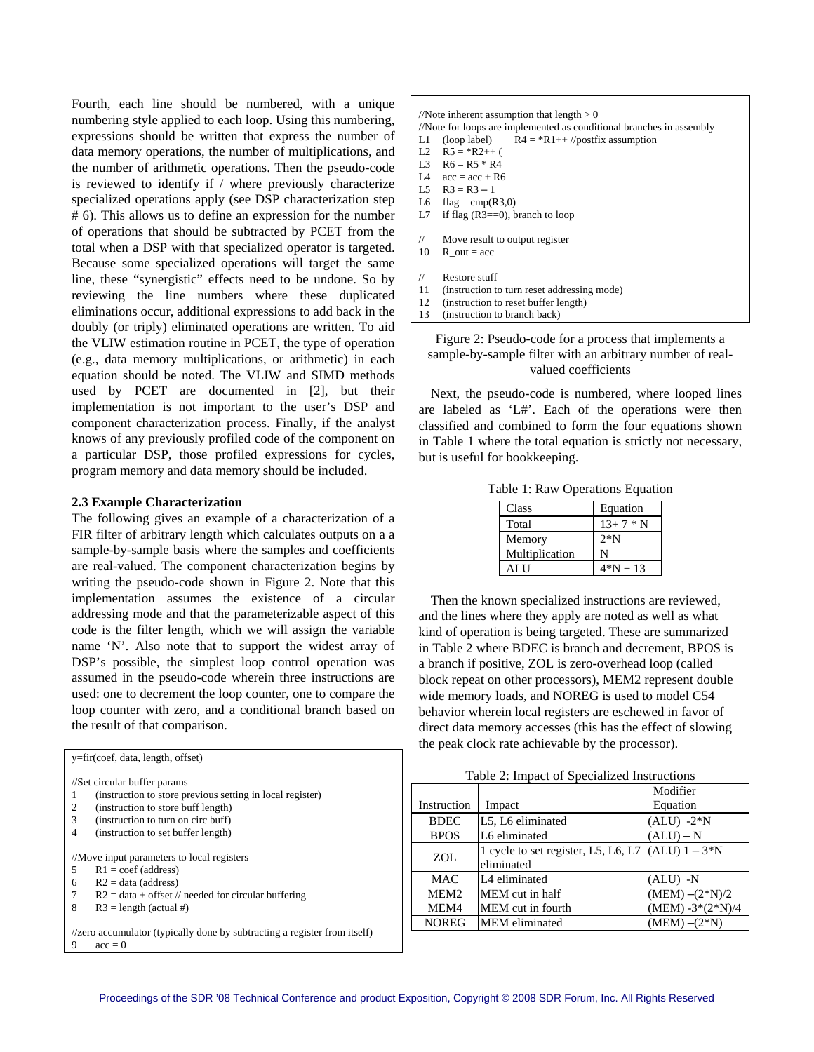Fourth, each line should be numbered, with a unique numbering style applied to each loop. Using this numbering, expressions should be written that express the number of data memory operations, the number of multiplications, and the number of arithmetic operations. Then the pseudo-code is reviewed to identify if / where previously characterize specialized operations apply (see DSP characterization step # 6). This allows us to define an expression for the number of operations that should be subtracted by PCET from the total when a DSP with that specialized operator is targeted. Because some specialized operations will target the same line, these "synergistic" effects need to be undone. So by reviewing the line numbers where these duplicated eliminations occur, additional expressions to add back in the doubly (or triply) eliminated operations are written. To aid the VLIW estimation routine in PCET, the type of operation (e.g., data memory multiplications, or arithmetic) in each equation should be noted. The VLIW and SIMD methods used by PCET are documented in [2], but their implementation is not important to the user's DSP and component characterization process. Finally, if the analyst knows of any previously profiled code of the component on a particular DSP, those profiled expressions for cycles, program memory and data memory should be included.

### 2.3 Example Characterization

The following gives an example of a characterization of a FIR filter of arbitrary length which calculates outputs on a a sample-by-sample basis where the samples and coefficients are real-valued. The component characterization begins by writing the pseudo-code shown in Figure 2. Note that this implementation assumes the existence of a circular addressing mode and that the parameterizable aspect of this code is the filter length, which we will assign the variable name 'N'. Also note that to support the widest array of DSP's possible, the simplest loop control operation was assumed in the pseudo-code wherein three instructions are used: one to decrement the loop counter, one to compare the loop counter with zero, and a conditional branch based on the result of that comparison.

```
y=fir(coef, data, length, offset)

//Set circular buffer params
1     (instruction to store previous setting in local register)
2     (instruction to store buff length)
3     (instruction to turn on circ buff)
4     (instruction to set buffer length)

//Move input parameters to local registers
5     R1 = coef (address)
6     R2 = data (address)
7     R2 = data + offset // needed for circular buffering
8     R3 = length (actual #)

//zero accumulator (typically done by subtracting a register from itself)
9     acc = 0

//Note inherent assumption that length > 0
//Note for loops are implemented as conditional branches in assembly
L1    (loop label)      R4 = *R1++ //postfix assumption
L2    R5 = *R2++ (
L3    R6 = R5 * R4
L4    acc = acc + R6
L5    R3 = R3 – 1
L6    flag = cmp(R3,0)
L7    if flag (R3==0), branch to loop

//    Move result to output register
10    R_out = acc

//    Restore stuff
11    (instruction to turn reset addressing mode)
12    (instruction to reset buffer length)
13    (instruction to branch back)
```

Figure 2: Pseudo-code for a process that implements a sample-by-sample filter with an arbitrary number of real-valued coefficients

Next, the pseudo-code is numbered, where looped lines are labeled as 'L#'. Each of the operations were then classified and combined to form the four equations shown in Table 1 where the total equation is strictly not necessary, but is useful for bookkeeping.

Table 1: Raw Operations Equation

| Class | Equation |
|---|---|
| Total | 13+ 7 * N |
| Memory | 2*N |
| Multiplication | N |
| ALU | 4*N + 13 |

Then the known specialized instructions are reviewed, and the lines where they apply are noted as well as what kind of operation is being targeted. These are summarized in Table 2 where BDEC is branch and decrement, BPOS is a branch if positive, ZOL is zero-overhead loop (called block repeat on other processors), MEM2 represent double wide memory loads, and NOREG is used to model C54 behavior wherein local registers are eschewed in favor of direct data memory accesses (this has the effect of slowing the peak clock rate achievable by the processor).

Table 2: Impact of Specialized Instructions

| Instruction | Impact | Modifier Equation |
|---|---|---|
| BDEC | L5, L6 eliminated | (ALU) -2*N |
| BPOS | L6 eliminated | (ALU) – N |
| ZOL | 1 cycle to set register, L5, L6, L7 eliminated | (ALU) 1 – 3*N |
| MAC | L4 eliminated | (ALU) -N |
| MEM2 | MEM cut in half | (MEM) –(2*N)/2 |
| MEM4 | MEM cut in fourth | (MEM) -3*(2*N)/4 |
| NOREG | MEM eliminated | (MEM) –(2*N) |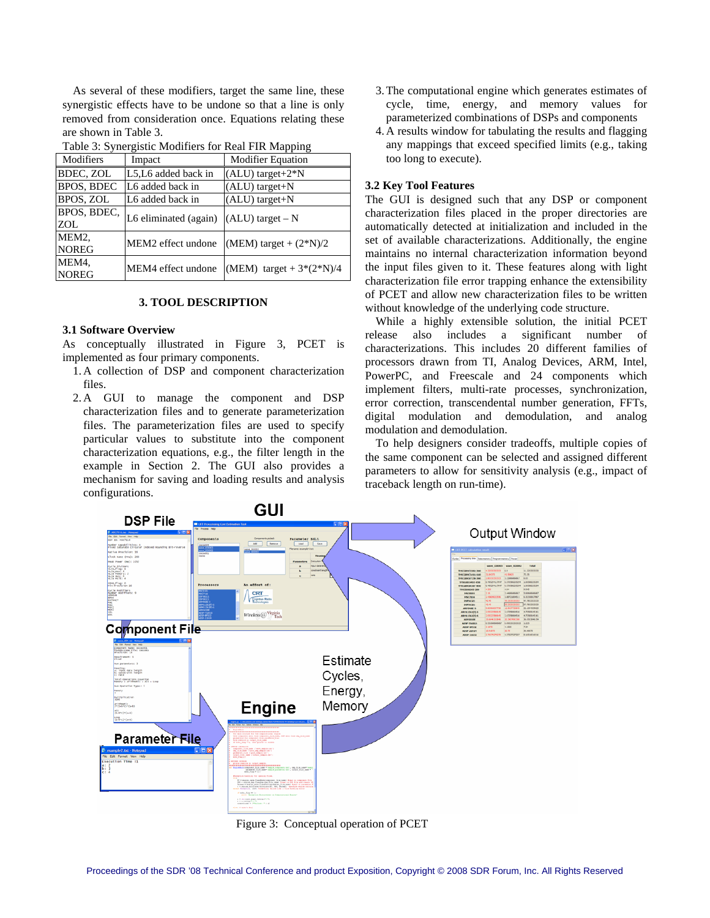As several of these modifiers, target the same line, these synergistic effects have to be undone so that a line is only removed from consideration once. Equations relating these are shown in Table 3.

Table 3: Synergistic Modifiers for Real FIR Mapping

| Modifiers | Impact | Modifier Equation |
|---|---|---|
| BDEC, ZOL | L5,L6 added back in | (ALU) target+2*N |
| BPOS, BDEC | L6 added back in | (ALU) target+N |
| BPOS, ZOL | L6 added back in | (ALU) target+N |
| BPOS, BDEC, ZOL | L6 eliminated (again) | (ALU) target – N |
| MEM2, NOREG | MEM2 effect undone | (MEM) target + (2*N)/2 |
| MEM4, NOREG | MEM4 effect undone | (MEM) target + 3*(2*N)/4 |

## 3. TOOL DESCRIPTION

### 3.1 Software Overview

As conceptually illustrated in Figure 3, PCET is implemented as four primary components.

1. A collection of DSP and component characterization files.
2. A GUI to manage the component and DSP characterization files and to generate parameterization files. The parameterization files are used to specify particular values to substitute into the component characterization equations, e.g., the filter length in the example in Section 2. The GUI also provides a mechanism for saving and loading results and analysis configurations.
3. The computational engine which generates estimates of cycle, time, energy, and memory values for parameterized combinations of DSPs and components
4. A results window for tabulating the results and flagging any mappings that exceed specified limits (e.g., taking too long to execute).

### 3.2 Key Tool Features

The GUI is designed such that any DSP or component characterization files placed in the proper directories are automatically detected at initialization and included in the set of available characterizations. Additionally, the engine maintains no internal characterization information beyond the input files given to it. These features along with light characterization file error trapping enhance the extensibility of PCET and allow new characterization files to be written without knowledge of the underlying code structure.

While a highly extensible solution, the initial PCET release also includes a significant number of characterizations. This includes 20 different families of processors drawn from TI, Analog Devices, ARM, Intel, PowerPC, and Freescale and 24 components which implement filters, multi-rate processes, synchronization, error correction, transcendental number generation, FFTs, digital modulation and demodulation, and analog modulation and demodulation.

To help designers consider tradeoffs, multiple copies of the same component can be selected and assigned different parameters to allow for sensitivity analysis (e.g., impact of traceback length on run-time).

Figure 3: Conceptual operation of PCET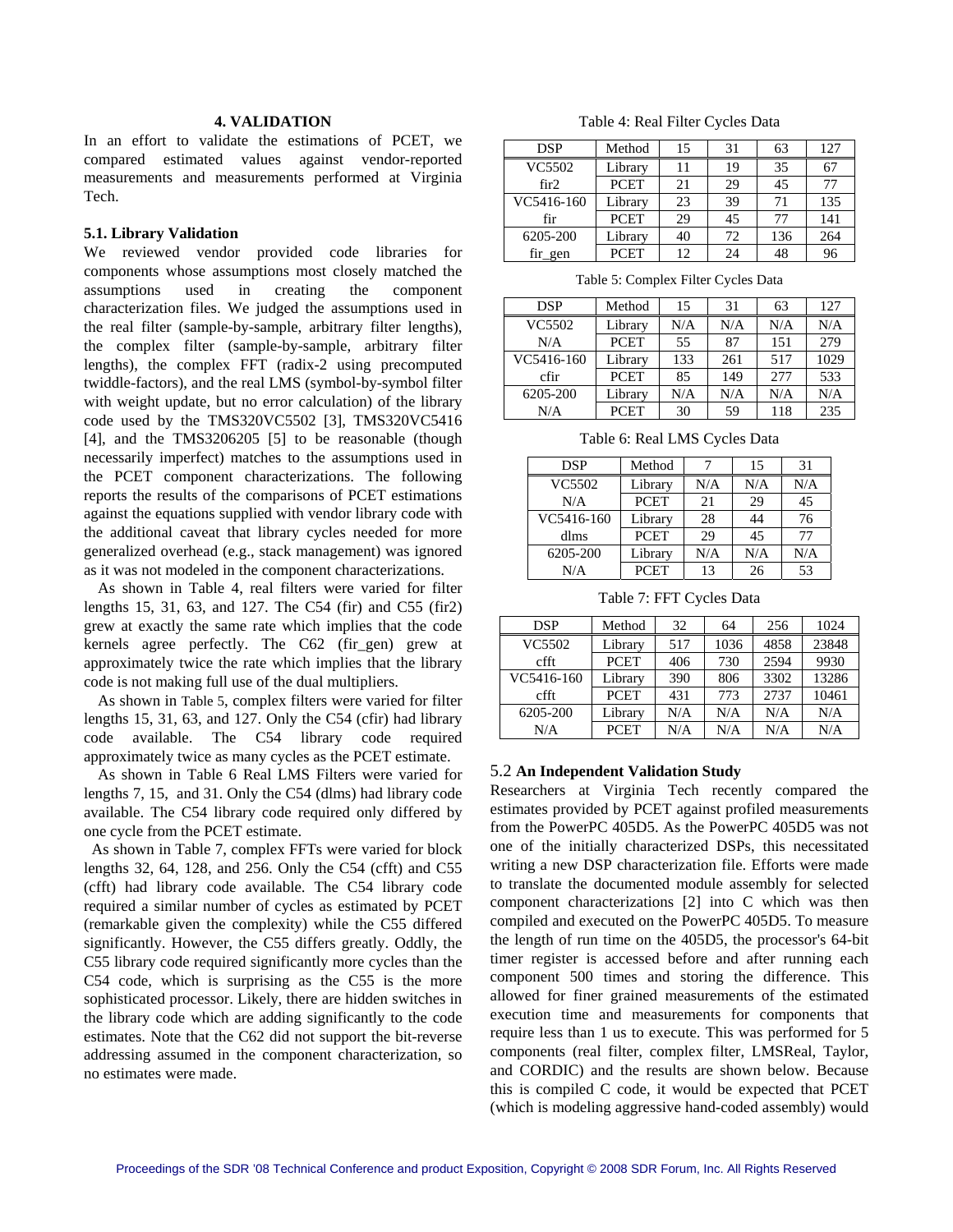### 4. VALIDATION

In an effort to validate the estimations of PCET, we compared estimated values against vendor-reported measurements and measurements performed at Virginia Tech.

#### 5.1. Library Validation

We reviewed vendor provided code libraries for components whose assumptions most closely matched the assumptions used in creating the component characterization files. We judged the assumptions used in the real filter (sample-by-sample, arbitrary filter lengths), the complex filter (sample-by-sample, arbitrary filter lengths), the complex FFT (radix-2 using precomputed twiddle-factors), and the real LMS (symbol-by-symbol filter with weight update, but no error calculation) of the library code used by the TMS320VC5502 [3], TMS320VC5416 [4], and the TMS3206205 [5] to be reasonable (though necessarily imperfect) matches to the assumptions used in the PCET component characterizations. The following reports the results of the comparisons of PCET estimations against the equations supplied with vendor library code with the additional caveat that library cycles needed for more generalized overhead (e.g., stack management) was ignored as it was not modeled in the component characterizations.

As shown in Table 4, real filters were varied for filter lengths 15, 31, 63, and 127. The C54 (fir) and C55 (fir2) grew at exactly the same rate which implies that the code kernels agree perfectly. The C62 (fir_gen) grew at approximately twice the rate which implies that the library code is not making full use of the dual multipliers.

As shown in Table 5, complex filters were varied for filter lengths 15, 31, 63, and 127. Only the C54 (cfir) had library code available. The C54 library code required approximately twice as many cycles as the PCET estimate.

As shown in Table 6 Real LMS Filters were varied for lengths 7, 15, and 31. Only the C54 (dlms) had library code available. The C54 library code required only differed by one cycle from the PCET estimate.

As shown in Table 7, complex FFTs were varied for block lengths 32, 64, 128, and 256. Only the C54 (cfft) and C55 (cfft) had library code available. The C54 library code required a similar number of cycles as estimated by PCET (remarkable given the complexity) while the C55 differed significantly. However, the C55 differs greatly. Oddly, the C55 library code required significantly more cycles than the C54 code, which is surprising as the C55 is the more sophisticated processor. Likely, there are hidden switches in the library code which are adding significantly to the code estimates. Note that the C62 did not support the bit-reverse addressing assumed in the component characterization, so no estimates were made.

Table 4: Real Filter Cycles Data

| DSP | Method | 15 | 31 | 63 | 127 |
|---|---|---|---|---|---|
| VC5502 | Library | 11 | 19 | 35 | 67 |
| fir2 | PCET | 21 | 29 | 45 | 77 |
| VC5416-160 | Library | 23 | 39 | 71 | 135 |
| fir | PCET | 29 | 45 | 77 | 141 |
| 6205-200 | Library | 40 | 72 | 136 | 264 |
| fir_gen | PCET | 12 | 24 | 48 | 96 |

Table 5: Complex Filter Cycles Data

| DSP | Method | 15 | 31 | 63 | 127 |
|---|---|---|---|---|---|
| VC5502 | Library | N/A | N/A | N/A | N/A |
| N/A | PCET | 55 | 87 | 151 | 279 |
| VC5416-160 | Library | 133 | 261 | 517 | 1029 |
| cfir | PCET | 85 | 149 | 277 | 533 |
| 6205-200 | Library | N/A | N/A | N/A | N/A |
| N/A | PCET | 30 | 59 | 118 | 235 |

Table 6: Real LMS Cycles Data

| DSP | Method | 7 | 15 | 31 |
|---|---|---|---|---|
| VC5502 | Library | N/A | N/A | N/A |
| N/A | PCET | 21 | 29 | 45 |
| VC5416-160 | Library | 28 | 44 | 76 |
| dlms | PCET | 29 | 45 | 77 |
| 6205-200 | Library | N/A | N/A | N/A |
| N/A | PCET | 13 | 26 | 53 |

Table 7: FFT Cycles Data

| DSP | Method | 32 | 64 | 256 | 1024 |
|---|---|---|---|---|---|
| VC5502 | Library | 517 | 1036 | 4858 | 23848 |
| cfft | PCET | 406 | 730 | 2594 | 9930 |
| VC5416-160 | Library | 390 | 806 | 3302 | 13286 |
| cfft | PCET | 431 | 773 | 2737 | 10461 |
| 6205-200 | Library | N/A | N/A | N/A | N/A |
| N/A | PCET | N/A | N/A | N/A | N/A |

#### 5.2 An Independent Validation Study

Researchers at Virginia Tech recently compared the estimates provided by PCET against profiled measurements from the PowerPC 405D5. As the PowerPC 405D5 was not one of the initially characterized DSPs, this necessitated writing a new DSP characterization file. Efforts were made to translate the documented module assembly for selected component characterizations [2] into C which was then compiled and executed on the PowerPC 405D5. To measure the length of run time on the 405D5, the processor's 64-bit timer register is accessed before and after running each component 500 times and storing the difference. This allowed for finer grained measurements of the estimated execution time and measurements for components that require less than 1 us to execute. This was performed for 5 components (real filter, complex filter, LMSReal, Taylor, and CORDIC) and the results are shown below. Because this is compiled C code, it would be expected that PCET (which is modeling aggressive hand-coded assembly) would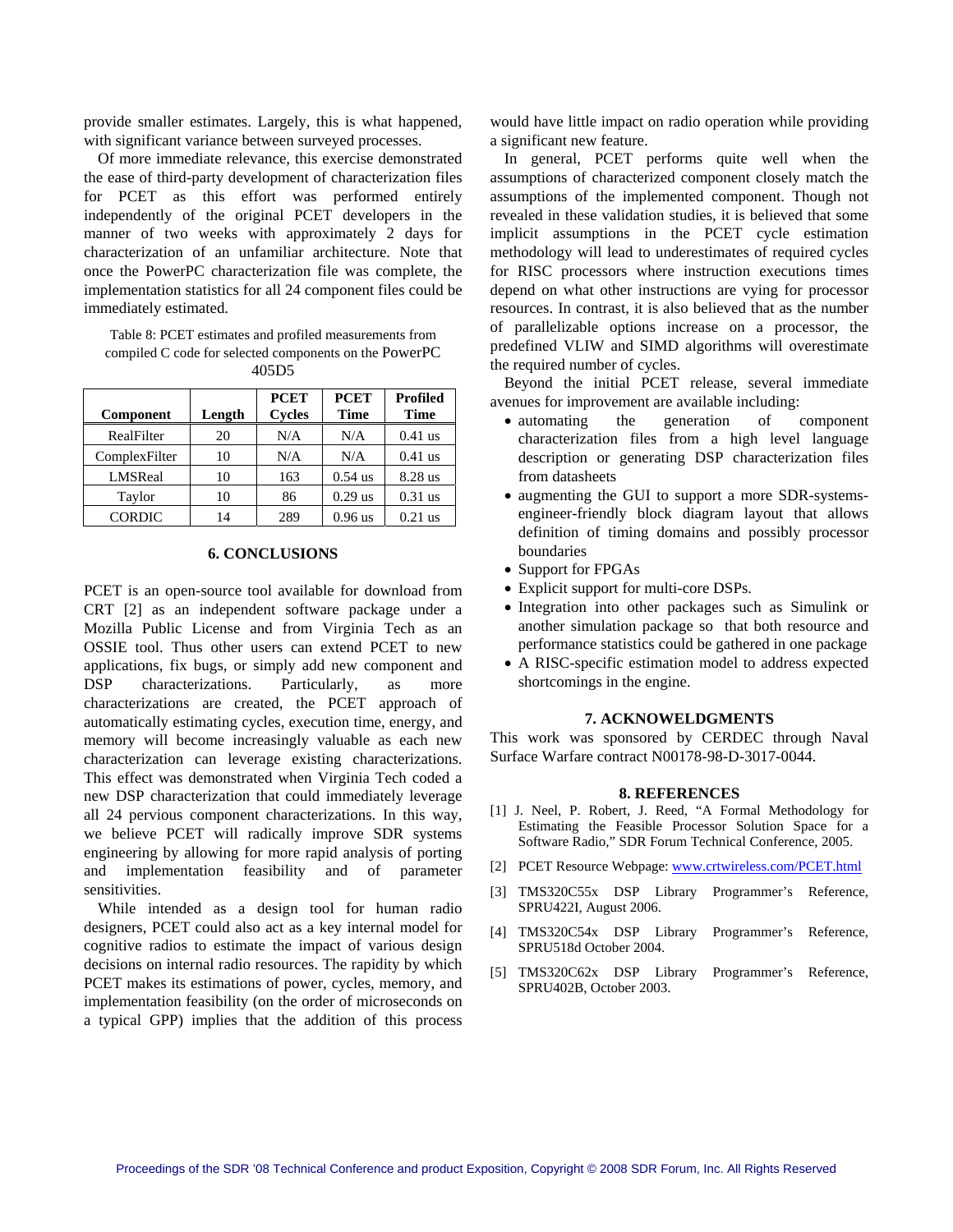provide smaller estimates. Largely, this is what happened, with significant variance between surveyed processes.

Of more immediate relevance, this exercise demonstrated the ease of third-party development of characterization files for PCET as this effort was performed entirely independently of the original PCET developers in the manner of two weeks with approximately 2 days for characterization of an unfamiliar architecture. Note that once the PowerPC characterization file was complete, the implementation statistics for all 24 component files could be immediately estimated.

Table 8: PCET estimates and profiled measurements from compiled C code for selected components on the PowerPC 405D5

| Component | Length | PCET Cycles | PCET Time | Profiled Time |
|---|---|---|---|---|
| RealFilter | 20 | N/A | N/A | 0.41 us |
| ComplexFilter | 10 | N/A | N/A | 0.41 us |
| LMSReal | 10 | 163 | 0.54 us | 8.28 us |
| Taylor | 10 | 86 | 0.29 us | 0.31 us |
| CORDIC | 14 | 289 | 0.96 us | 0.21 us |

## 6. CONCLUSIONS

PCET is an open-source tool available for download from CRT [2] as an independent software package under a Mozilla Public License and from Virginia Tech as an OSSIE tool. Thus other users can extend PCET to new applications, fix bugs, or simply add new component and DSP characterizations. Particularly, as more characterizations are created, the PCET approach of automatically estimating cycles, execution time, energy, and memory will become increasingly valuable as each new characterization can leverage existing characterizations. This effect was demonstrated when Virginia Tech coded a new DSP characterization that could immediately leverage all 24 pervious component characterizations. In this way, we believe PCET will radically improve SDR systems engineering by allowing for more rapid analysis of porting and implementation feasibility and of parameter sensitivities.

While intended as a design tool for human radio designers, PCET could also act as a key internal model for cognitive radios to estimate the impact of various design decisions on internal radio resources. The rapidity by which PCET makes its estimations of power, cycles, memory, and implementation feasibility (on the order of microseconds on a typical GPP) implies that the addition of this process would have little impact on radio operation while providing a significant new feature.

In general, PCET performs quite well when the assumptions of characterized component closely match the assumptions of the implemented component. Though not revealed in these validation studies, it is believed that some implicit assumptions in the PCET cycle estimation methodology will lead to underestimates of required cycles for RISC processors where instruction executions times depend on what other instructions are vying for processor resources. In contrast, it is also believed that as the number of parallelizable options increase on a processor, the predefined VLIW and SIMD algorithms will overestimate the required number of cycles.

Beyond the initial PCET release, several immediate avenues for improvement are available including:

- automating the generation of component characterization files from a high level language description or generating DSP characterization files from datasheets
- augmenting the GUI to support a more SDR-systems-engineer-friendly block diagram layout that allows definition of timing domains and possibly processor boundaries
- Support for FPGAs
- Explicit support for multi-core DSPs.
- Integration into other packages such as Simulink or another simulation package so that both resource and performance statistics could be gathered in one package
- A RISC-specific estimation model to address expected shortcomings in the engine.

## 7. ACKNOWELDGMENTS

This work was sponsored by CERDEC through Naval Surface Warfare contract N00178-98-D-3017-0044.

## 8. REFERENCES

[1] J. Neel, P. Robert, J. Reed, "A Formal Methodology for Estimating the Feasible Processor Solution Space for a Software Radio," SDR Forum Technical Conference, 2005.

[2] PCET Resource Webpage: www.crtwireless.com/PCET.html

[3] TMS320C55x DSP Library Programmer's Reference, SPRU422I, August 2006.

[4] TMS320C54x DSP Library Programmer's Reference, SPRU518d October 2004.

[5] TMS320C62x DSP Library Programmer's Reference, SPRU402B, October 2003.